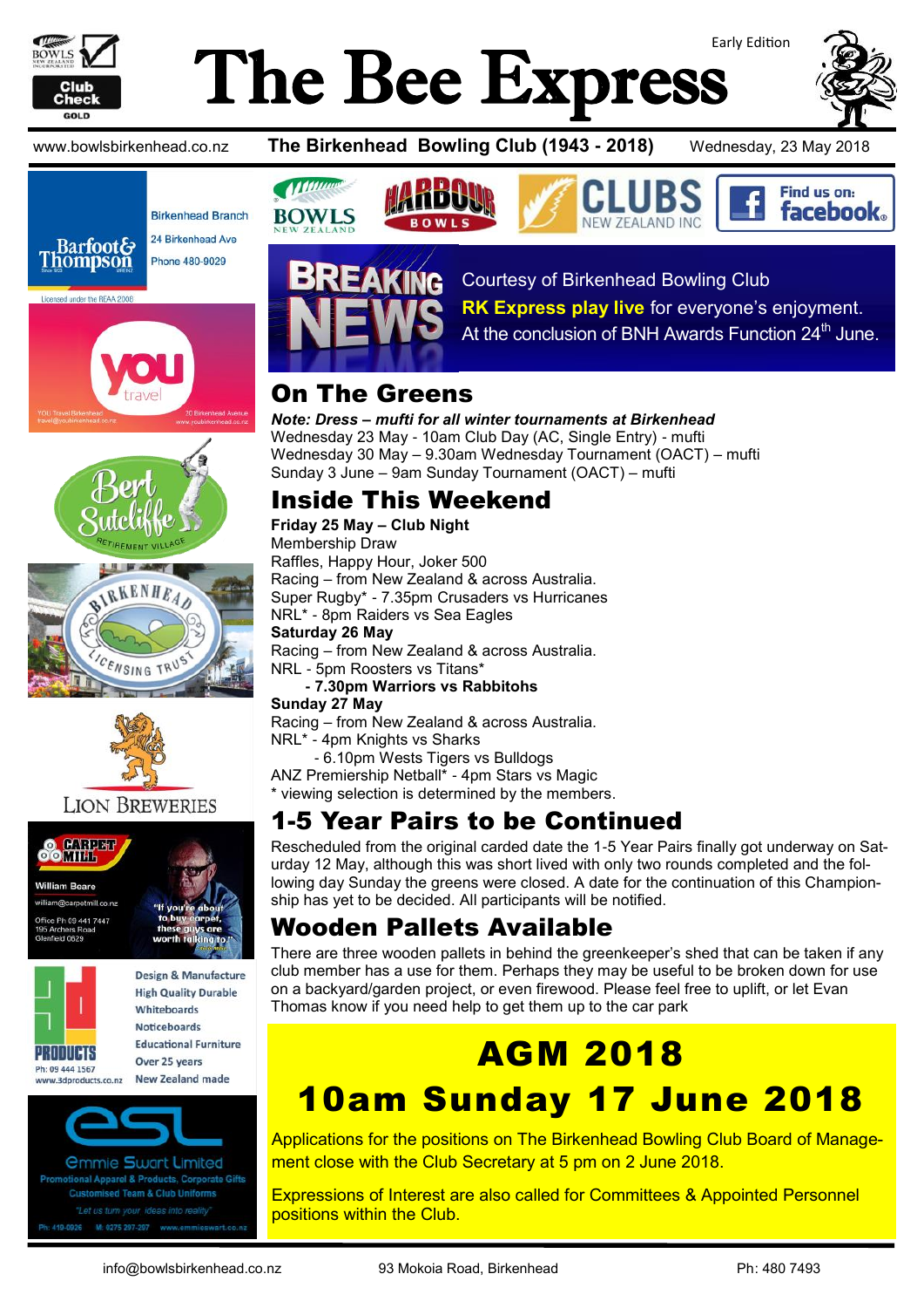# The Bee Express

Early Edition

www.bowlsbirkenhead.co.nz **The Birkenhead Bowling Club (1943 - 2018)** Wednesday, 23 May 2018

Barfoot & Thompson — Birkenhead Branch, 24 Birkenhead Ave, Phone 480-9029. Licensed under the REAA 2008

YOU travel — YOU Travel Birkenhead, travel@youbirkenhead.co.nz, 20 Birkenhead Avenue, www.youbirkenhead.co.nz

Bert Sutcliffe Retirement Village

Birkenhead Licensing Trust

Lion Breweries

Carpet Mill — William Beare, william@carpetmill.co.nz, Office Ph 09 441 7447, 195 Archers Road, Glenfield 0629. "If you're about to buy carpet, these guys are worth talking to"

3D Products — Ph: 09 444 1567, www.3dproducts.co.nz. Design & Manufacture, High Quality Durable Whiteboards, Noticeboards, Educational Furniture, Over 25 years, New Zealand made

esl — Emmie Swart Limited. Promotional Apparel & Products, Corporate Gifts, Customised Team & Club Uniforms. "Let us turn your ideas into reality". Ph: 419-0926 M: 0275 297-297 www.emmieswart.co.nz

Bowls New Zealand | Harbour Bowls | Clubs New Zealand Inc | Find us on: facebook

## Breaking News

Courtesy of Birkenhead Bowling Club
**RK Express play live** for everyone's enjoyment.
At the conclusion of BNH Awards Function 24th June.

## On The Greens

***Note: Dress – mufti for all winter tournaments at Birkenhead***

Wednesday 23 May - 10am Club Day (AC, Single Entry) - mufti
Wednesday 30 May – 9.30am Wednesday Tournament (OACT) – mufti
Sunday 3 June – 9am Sunday Tournament (OACT) – mufti

## Inside This Weekend

**Friday 25 May – Club Night**
Membership Draw
Raffles, Happy Hour, Joker 500
Racing – from New Zealand & across Australia.
Super Rugby* - 7.35pm Crusaders vs Hurricanes
NRL* - 8pm Raiders vs Sea Eagles

**Saturday 26 May**
Racing – from New Zealand & across Australia.
NRL - 5pm Roosters vs Titans*
**- 7.30pm Warriors vs Rabbitohs**

**Sunday 27 May**
Racing – from New Zealand & across Australia.
NRL* - 4pm Knights vs Sharks
- 6.10pm Wests Tigers vs Bulldogs
ANZ Premiership Netball* - 4pm Stars vs Magic
* viewing selection is determined by the members.

## 1-5 Year Pairs to be Continued

Rescheduled from the original carded date the 1-5 Year Pairs finally got underway on Saturday 12 May, although this was short lived with only two rounds completed and the following day Sunday the greens were closed. A date for the continuation of this Championship has yet to be decided. All participants will be notified.

## Wooden Pallets Available

There are three wooden pallets in behind the greenkeeper's shed that can be taken if any club member has a use for them. Perhaps they may be useful to be broken down for use on a backyard/garden project, or even firewood. Please feel free to uplift, or let Evan Thomas know if you need help to get them up to the car park

## AGM 2018
## 10am Sunday 17 June 2018

Applications for the positions on The Birkenhead Bowling Club Board of Management close with the Club Secretary at 5 pm on 2 June 2018.

Expressions of Interest are also called for Committees & Appointed Personnel positions within the Club.

info@bowlsbirkenhead.co.nz 93 Mokoia Road, Birkenhead Ph: 480 7493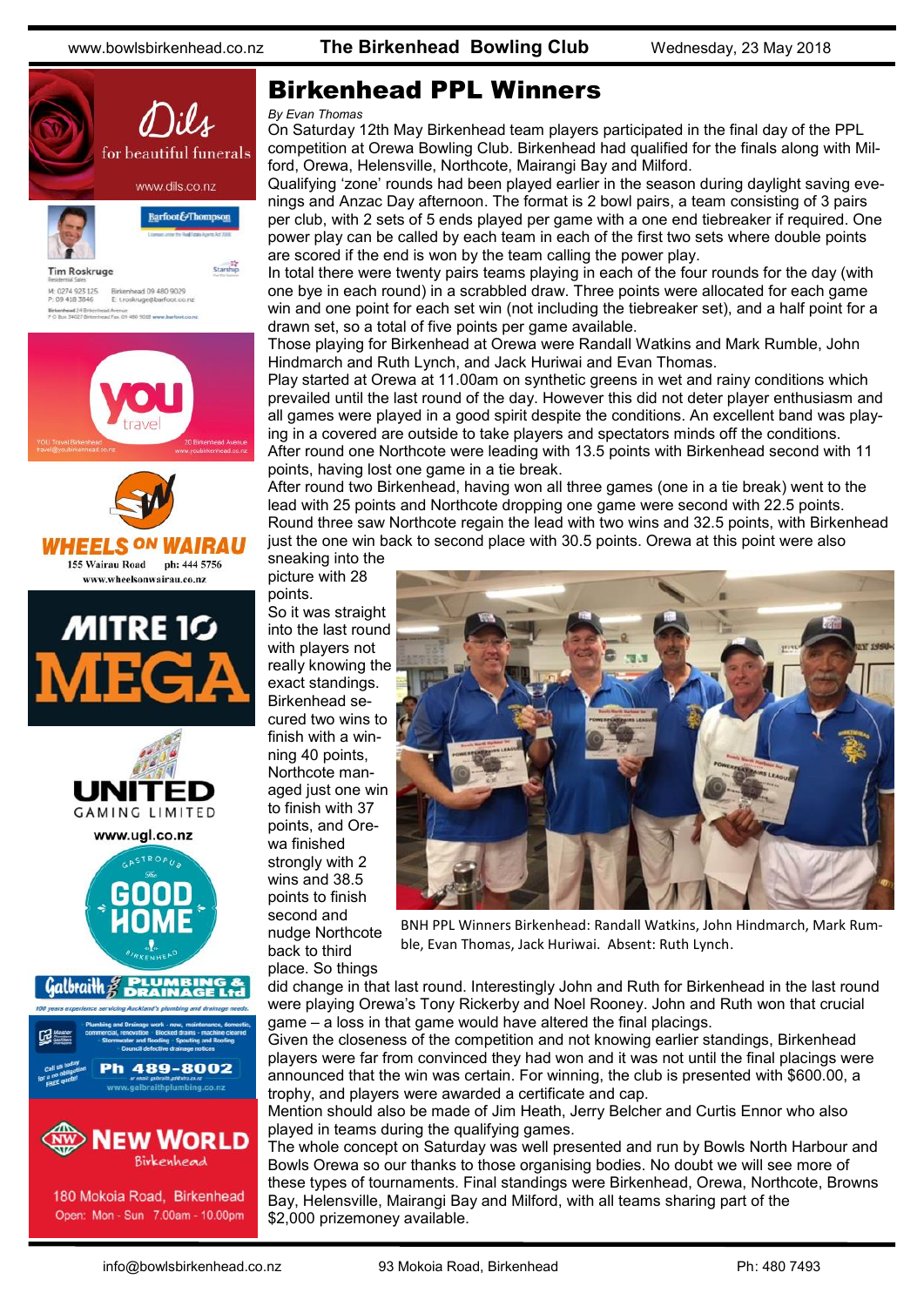# Birkenhead PPL Winners

*By Evan Thomas*

On Saturday 12th May Birkenhead team players participated in the final day of the PPL competition at Orewa Bowling Club. Birkenhead had qualified for the finals along with Milford, Orewa, Helensville, Northcote, Mairangi Bay and Milford.

Qualifying 'zone' rounds had been played earlier in the season during daylight saving evenings and Anzac Day afternoon. The format is 2 bowl pairs, a team consisting of 3 pairs per club, with 2 sets of 5 ends played per game with a one end tiebreaker if required. One power play can be called by each team in each of the first two sets where double points are scored if the end is won by the team calling the power play.

In total there were twenty pairs teams playing in each of the four rounds for the day (with one bye in each round) in a scrabbled draw. Three points were allocated for each game win and one point for each set win (not including the tiebreaker set), and a half point for a drawn set, so a total of five points per game available.

Those playing for Birkenhead at Orewa were Randall Watkins and Mark Rumble, John Hindmarch and Ruth Lynch, and Jack Huriwai and Evan Thomas.

Play started at Orewa at 11.00am on synthetic greens in wet and rainy conditions which prevailed until the last round of the day. However this did not deter player enthusiasm and all games were played in a good spirit despite the conditions. An excellent band was playing in a covered are outside to take players and spectators minds off the conditions.

After round one Northcote were leading with 13.5 points with Birkenhead second with 11 points, having lost one game in a tie break.

After round two Birkenhead, having won all three games (one in a tie break) went to the lead with 25 points and Northcote dropping one game were second with 22.5 points. Round three saw Northcote regain the lead with two wins and 32.5 points, with Birkenhead just the one win back to second place with 30.5 points. Orewa at this point were also sneaking into the picture with 28 points.

So it was straight into the last round with players not really knowing the exact standings. Birkenhead secured two wins to finish with a winning 40 points, Northcote managed just one win to finish with 37 points, and Orewa finished strongly with 2 wins and 38.5 points to finish second and nudge Northcote back to third place. So things did change in that last round. Interestingly John and Ruth for Birkenhead in the last round were playing Orewa's Tony Rickerby and Noel Rooney. John and Ruth won that crucial game – a loss in that game would have altered the final placings.

BNH PPL Winners Birkenhead: Randall Watkins, John Hindmarch, Mark Rumble, Evan Thomas, Jack Huriwai. Absent: Ruth Lynch.

Given the closeness of the competition and not knowing earlier standings, Birkenhead players were far from convinced they had won and it was not until the final placings were announced that the win was certain. For winning, the club is presented with $600.00, a trophy, and players were awarded a certificate and cap.

Mention should also be made of Jim Heath, Jerry Belcher and Curtis Ennor who also played in teams during the qualifying games.

The whole concept on Saturday was well presented and run by Bowls North Harbour and Bowls Orewa so our thanks to those organising bodies. No doubt we will see more of these types of tournaments. Final standings were Birkenhead, Orewa, Northcote, Browns Bay, Helensville, Mairangi Bay and Milford, with all teams sharing part of the $2,000 prizemoney available.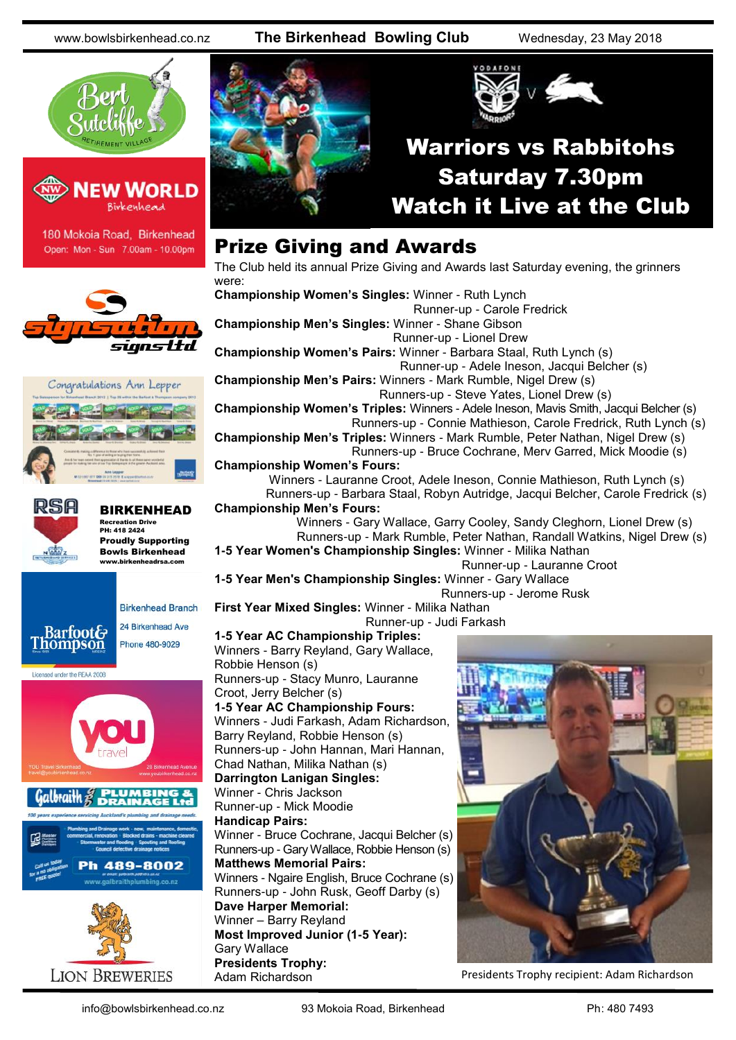## Warriors vs Rabbitohs Saturday 7.30pm Watch it Live at the Club

# Prize Giving and Awards

The Club held its annual Prize Giving and Awards last Saturday evening, the grinners were:

**Championship Women's Singles:** Winner - Ruth Lynch
Runner-up - Carole Fredrick

**Championship Men's Singles:** Winner - Shane Gibson
Runner-up - Lionel Drew

**Championship Women's Pairs:** Winner - Barbara Staal, Ruth Lynch (s)
Runner-up - Adele Ineson, Jacqui Belcher (s)

**Championship Men's Pairs:** Winners - Mark Rumble, Nigel Drew (s)
Runners-up - Steve Yates, Lionel Drew (s)

**Championship Women's Triples:** Winners - Adele Ineson, Mavis Smith, Jacqui Belcher (s)
Runners-up - Connie Mathieson, Carole Fredrick, Ruth Lynch (s)

**Championship Men's Triples:** Winners - Mark Rumble, Peter Nathan, Nigel Drew (s)
Runners-up - Bruce Cochrane, Merv Garred, Mick Moodie (s)

**Championship Women's Fours:**
Winners - Lauranne Croot, Adele Ineson, Connie Mathieson, Ruth Lynch (s)
Runners-up - Barbara Staal, Robyn Autridge, Jacqui Belcher, Carole Fredrick (s)

**Championship Men's Fours:**
Winners - Gary Wallace, Garry Cooley, Sandy Cleghorn, Lionel Drew (s)
Runners-up - Mark Rumble, Peter Nathan, Randall Watkins, Nigel Drew (s)

**1-5 Year Women's Championship Singles:** Winner - Milika Nathan
Runner-up - Lauranne Croot

**1-5 Year Men's Championship Singles:** Winner - Gary Wallace
Runners-up - Jerome Rusk

**First Year Mixed Singles:** Winner - Milika Nathan
Runner-up - Judi Farkash

**1-5 Year AC Championship Triples:**
Winners - Barry Reyland, Gary Wallace, Robbie Henson (s)
Runners-up - Stacy Munro, Lauranne Croot, Jerry Belcher (s)

**1-5 Year AC Championship Fours:**
Winners - Judi Farkash, Adam Richardson, Barry Reyland, Robbie Henson (s)
Runners-up - John Hannan, Mari Hannan, Chad Nathan, Milika Nathan (s)

**Darrington Lanigan Singles:**
Winner - Chris Jackson
Runner-up - Mick Moodie

**Handicap Pairs:**
Winner - Bruce Cochrane, Jacqui Belcher (s)
Runners-up - Gary Wallace, Robbie Henson (s)

**Matthews Memorial Pairs:**
Winners - Ngaire English, Bruce Cochrane (s)
Runners-up - John Rusk, Geoff Darby (s)

**Dave Harper Memorial:**
Winner – Barry Reyland

**Most Improved Junior (1-5 Year):**
Gary Wallace

**Presidents Trophy:**
Adam Richardson

Presidents Trophy recipient: Adam Richardson

---

Bert Sutcliffe Retirement Village

New World Birkenhead
180 Mokoia Road, Birkenhead
Open: Mon - Sun 7.00am - 10.00pm

Signsation Signs Ltd

Congratulations Ann Lepper

RSA
**BIRKENHEAD**
Recreation Drive
PH: 418 2424
Proudly Supporting Bowls Birkenhead
www.birkenheadrsa.com

Barfoot & Thompson
Birkenhead Branch
24 Birkenhead Ave
Phone 480-9029
Licensed under the REAA 2008

YOU travel
YOU Travel Birkenhead
travel@youbirkenhead.co.nz
20 Birkenhead Avenue
www.youbirkenhead.co.nz

Galbraith Plumbing & Drainage Ltd
100 years experience servicing Auckland's plumbing and drainage needs.
Ph 489-8002
www.galbraithplumbing.co.nz

Lion Breweries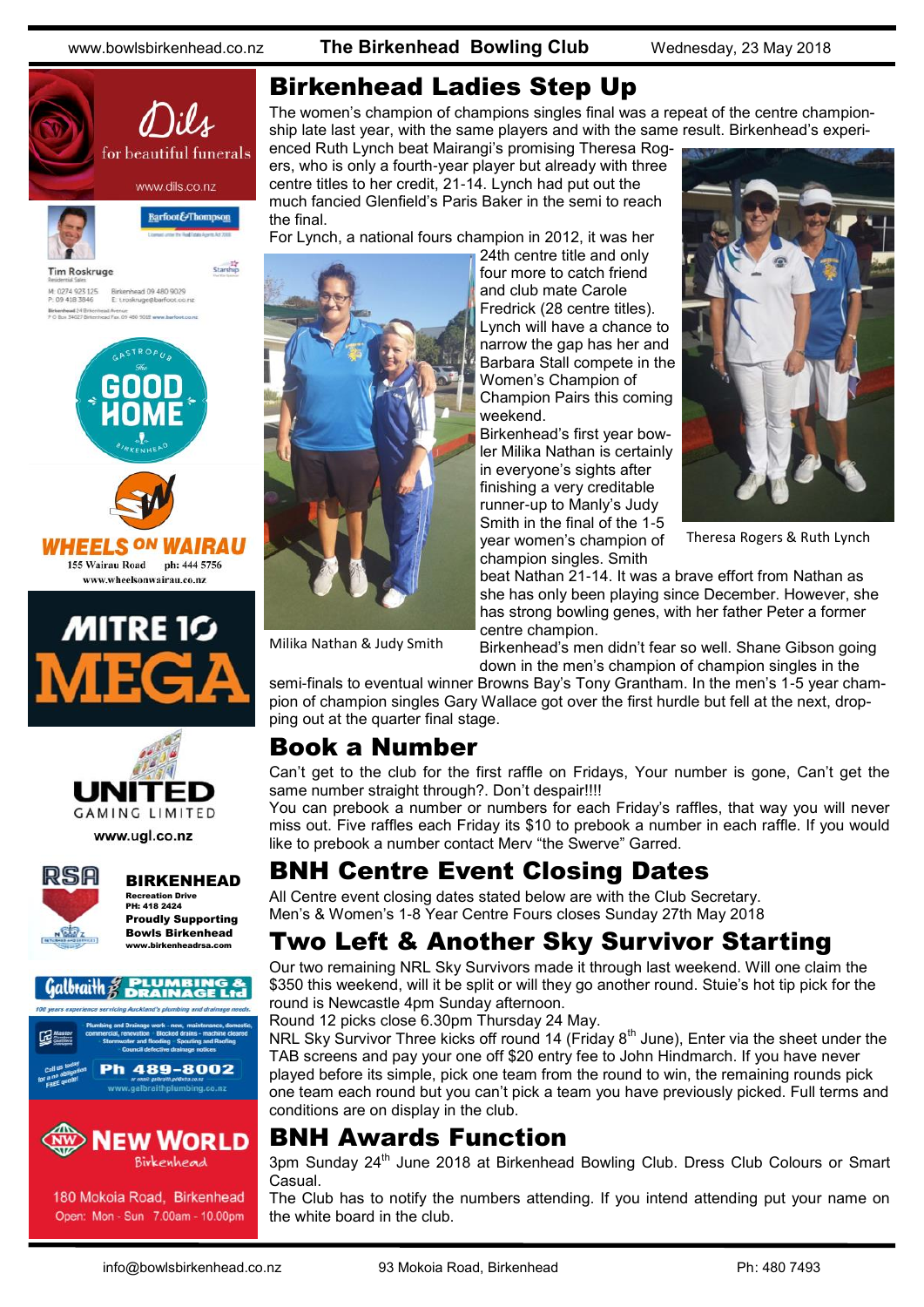# Birkenhead Ladies Step Up

The women's champion of champions singles final was a repeat of the centre championship late last year, with the same players and with the same result. Birkenhead's experienced Ruth Lynch beat Mairangi's promising Theresa Rogers, who is only a fourth-year player but already with three centre titles to her credit, 21-14. Lynch had put out the much fancied Glenfield's Paris Baker in the semi to reach the final.

For Lynch, a national fours champion in 2012, it was her 24th centre title and only four more to catch friend and club mate Carole Fredrick (28 centre titles). Lynch will have a chance to narrow the gap has her and Barbara Stall compete in the Women's Champion of Champion Pairs this coming weekend.

Theresa Rogers & Ruth Lynch

Birkenhead's first year bowler Milika Nathan is certainly in everyone's sights after finishing a very creditable runner-up to Manly's Judy Smith in the final of the 1-5 year women's champion of champion singles. Smith beat Nathan 21-14. It was a brave effort from Nathan as she has only been playing since December. However, she has strong bowling genes, with her father Peter a former centre champion.

Milika Nathan & Judy Smith

Birkenhead's men didn't fear so well. Shane Gibson going down in the men's champion of champion singles in the semi-finals to eventual winner Browns Bay's Tony Grantham. In the men's 1-5 year champion of champion singles Gary Wallace got over the first hurdle but fell at the next, dropping out at the quarter final stage.

# Book a Number

Can't get to the club for the first raffle on Fridays, Your number is gone, Can't get the same number straight through?. Don't despair!!!!

You can prebook a number or numbers for each Friday's raffles, that way you will never miss out. Five raffles each Friday its $10 to prebook a number in each raffle. If you would like to prebook a number contact Merv "the Swerve" Garred.

# BNH Centre Event Closing Dates

All Centre event closing dates stated below are with the Club Secretary.

Men's & Women's 1-8 Year Centre Fours closes Sunday 27th May 2018

# Two Left & Another Sky Survivor Starting

Our two remaining NRL Sky Survivors made it through last weekend. Will one claim the $350 this weekend, will it be split or will they go another round. Stuie's hot tip pick for the round is Newcastle 4pm Sunday afternoon.

Round 12 picks close 6.30pm Thursday 24 May.

NRL Sky Survivor Three kicks off round 14 (Friday 8th June), Enter via the sheet under the TAB screens and pay your one off $20 entry fee to John Hindmarch. If you have never played before its simple, pick one team from the round to win, the remaining rounds pick one team each round but you can't pick a team you have previously picked. Full terms and conditions are on display in the club.

# BNH Awards Function

3pm Sunday 24th June 2018 at Birkenhead Bowling Club. Dress Club Colours or Smart Casual.

The Club has to notify the numbers attending. If you intend attending put your name on the white board in the club.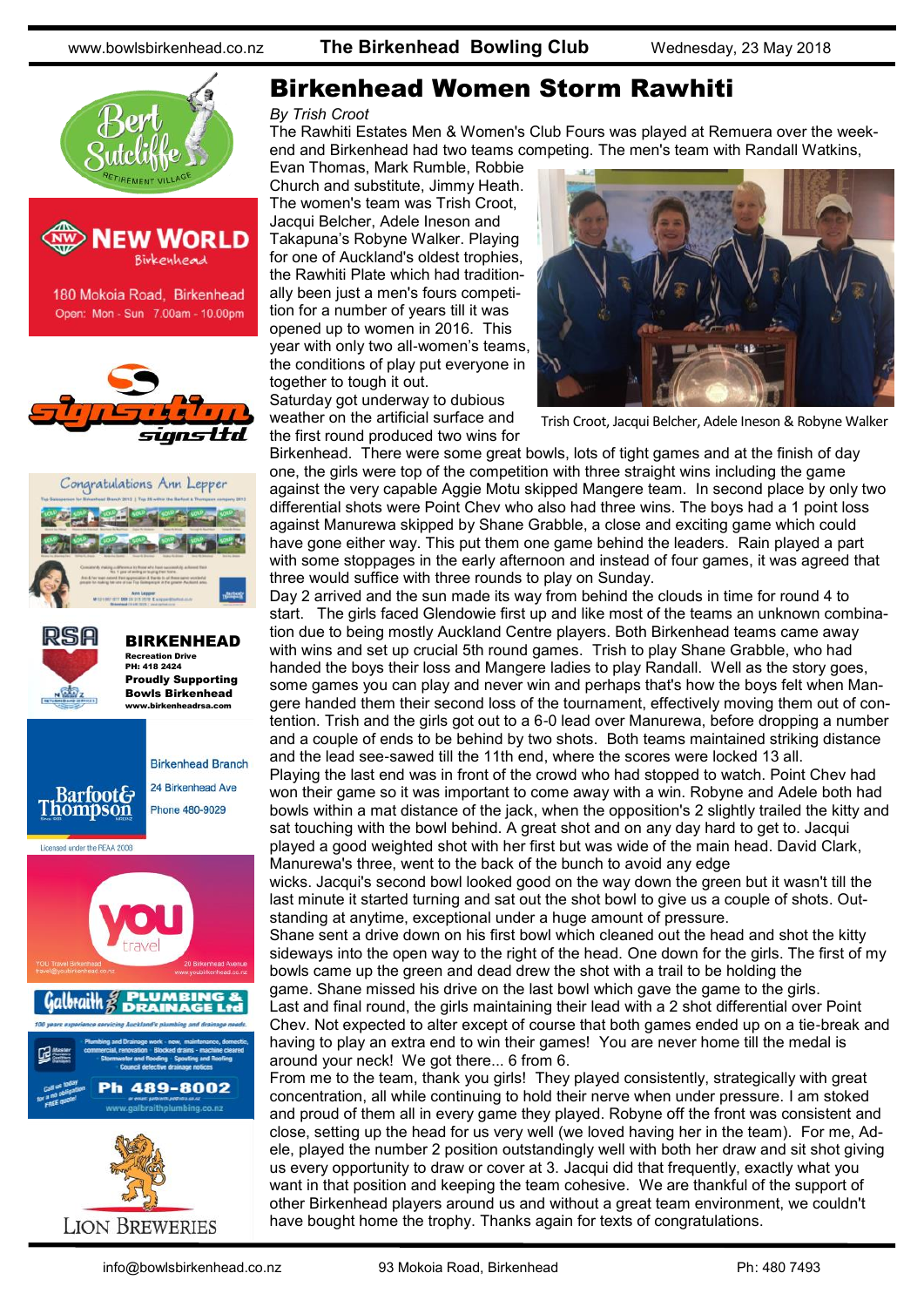# Birkenhead Women Storm Rawhiti

*By Trish Croot*

The Rawhiti Estates Men & Women's Club Fours was played at Remuera over the weekend and Birkenhead had two teams competing. The men's team with Randall Watkins, Evan Thomas, Mark Rumble, Robbie Church and substitute, Jimmy Heath. The women's team was Trish Croot, Jacqui Belcher, Adele Ineson and Takapuna's Robyne Walker. Playing for one of Auckland's oldest trophies, the Rawhiti Plate which had traditionally been just a men's fours competition for a number of years till it was opened up to women in 2016. This year with only two all-women's teams, the conditions of play put everyone in together to tough it out.

Trish Croot, Jacqui Belcher, Adele Ineson & Robyne Walker

Saturday got underway to dubious weather on the artificial surface and the first round produced two wins for Birkenhead. There were some great bowls, lots of tight games and at the finish of day one, the girls were top of the competition with three straight wins including the game against the very capable Aggie Motu skipped Mangere team. In second place by only two differential shots were Point Chev who also had three wins. The boys had a 1 point loss against Manurewa skipped by Shane Grabble, a close and exciting game which could have gone either way. This put them one game behind the leaders. Rain played a part with some stoppages in the early afternoon and instead of four games, it was agreed that three would suffice with three rounds to play on Sunday.

Day 2 arrived and the sun made its way from behind the clouds in time for round 4 to start. The girls faced Glendowie first up and like most of the teams an unknown combination due to being mostly Auckland Centre players. Both Birkenhead teams came away with wins and set up crucial 5th round games. Trish to play Shane Grabble, who had handed the boys their loss and Mangere ladies to play Randall. Well as the story goes, some games you can play and never win and perhaps that's how the boys felt when Mangere handed them their second loss of the tournament, effectively moving them out of contention. Trish and the girls got out to a 6-0 lead over Manurewa, before dropping a number and a couple of ends to be behind by two shots. Both teams maintained striking distance and the lead see-sawed till the 11th end, where the scores were locked 13 all.

Playing the last end was in front of the crowd who had stopped to watch. Point Chev had won their game so it was important to come away with a win. Robyne and Adele both had bowls within a mat distance of the jack, when the opposition's 2 slightly trailed the kitty and sat touching with the bowl behind. A great shot and on any day hard to get to. Jacqui played a good weighted shot with her first but was wide of the main head. David Clark, Manurewa's three, went to the back of the bunch to avoid any edge wicks. Jacqui's second bowl looked good on the way down the green but it wasn't till the last minute it started turning and sat out the shot bowl to give us a couple of shots. Outstanding at anytime, exceptional under a huge amount of pressure.

Shane sent a drive down on his first bowl which cleaned out the head and shot the kitty sideways into the open way to the right of the head. One down for the girls. The first of my bowls came up the green and dead drew the shot with a trail to be holding the game. Shane missed his drive on the last bowl which gave the game to the girls.

Last and final round, the girls maintaining their lead with a 2 shot differential over Point Chev. Not expected to alter except of course that both games ended up on a tie-break and having to play an extra end to win their games! You are never home till the medal is around your neck! We got there... 6 from 6.

From me to the team, thank you girls! They played consistently, strategically with great concentration, all while continuing to hold their nerve when under pressure. I am stoked and proud of them all in every game they played. Robyne off the front was consistent and close, setting up the head for us very well (we loved having her in the team). For me, Adele, played the number 2 position outstandingly well with both her draw and sit shot giving us every opportunity to draw or cover at 3. Jacqui did that frequently, exactly what you want in that position and keeping the team cohesive. We are thankful of the support of other Birkenhead players around us and without a great team environment, we couldn't have bought home the trophy. Thanks again for texts of congratulations.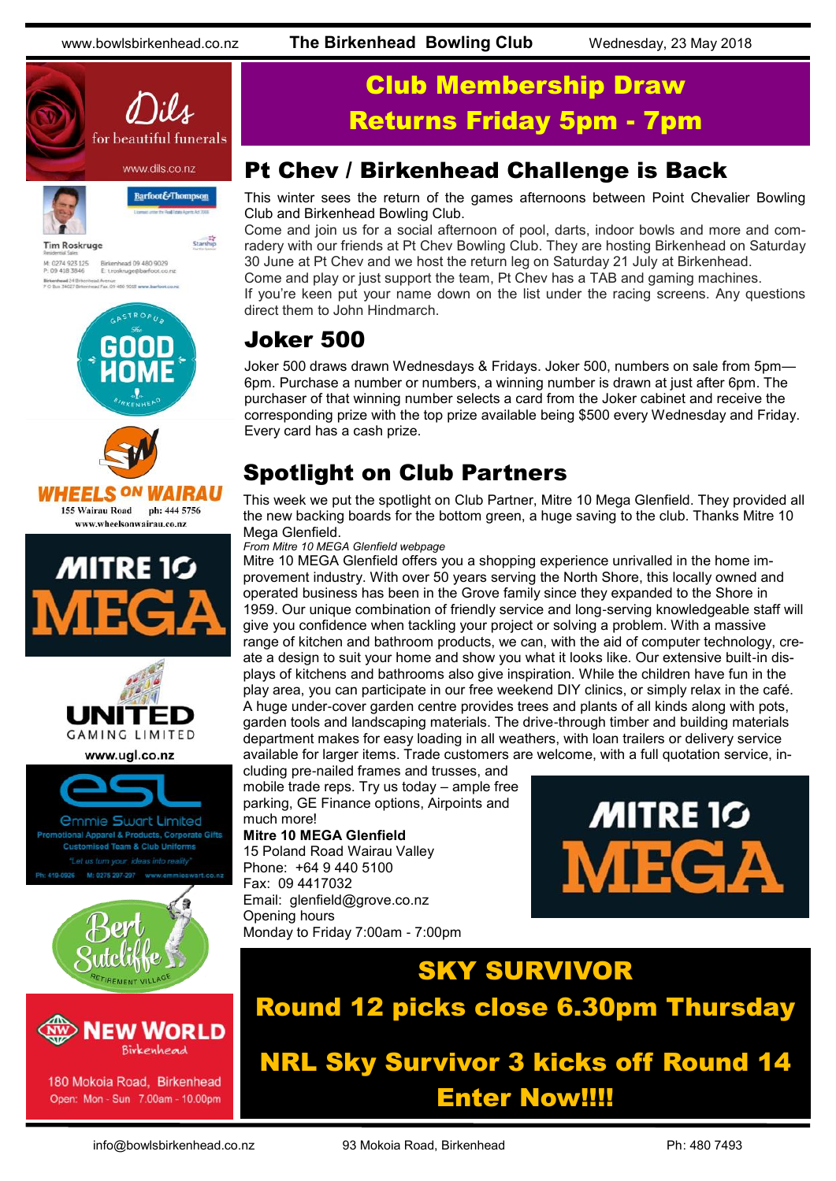# Club Membership Draw Returns Friday 5pm - 7pm

## Pt Chev / Birkenhead Challenge is Back

This winter sees the return of the games afternoons between Point Chevalier Bowling Club and Birkenhead Bowling Club.

Come and join us for a social afternoon of pool, darts, indoor bowls and more and comradery with our friends at Pt Chev Bowling Club. They are hosting Birkenhead on Saturday 30 June at Pt Chev and we host the return leg on Saturday 21 July at Birkenhead.

Come and play or just support the team, Pt Chev has a TAB and gaming machines.

If you're keen put your name down on the list under the racing screens. Any questions direct them to John Hindmarch.

## Joker 500

Joker 500 draws drawn Wednesdays & Fridays. Joker 500, numbers on sale from 5pm—6pm. Purchase a number or numbers, a winning number is drawn at just after 6pm. The purchaser of that winning number selects a card from the Joker cabinet and receive the corresponding prize with the top prize available being $500 every Wednesday and Friday. Every card has a cash prize.

## Spotlight on Club Partners

This week we put the spotlight on Club Partner, Mitre 10 Mega Glenfield. They provided all the new backing boards for the bottom green, a huge saving to the club. Thanks Mitre 10 Mega Glenfield.

*From Mitre 10 MEGA Glenfield webpage*

Mitre 10 MEGA Glenfield offers you a shopping experience unrivalled in the home improvement industry. With over 50 years serving the North Shore, this locally owned and operated business has been in the Grove family since they expanded to the Shore in 1959. Our unique combination of friendly service and long-serving knowledgeable staff will give you confidence when tackling your project or solving a problem. With a massive range of kitchen and bathroom products, we can, with the aid of computer technology, create a design to suit your home and show you what it looks like. Our extensive built-in displays of kitchens and bathrooms also give inspiration. While the children have fun in the play area, you can participate in our free weekend DIY clinics, or simply relax in the café. A huge under-cover garden centre provides trees and plants of all kinds along with pots, garden tools and landscaping materials. The drive-through timber and building materials department makes for easy loading in all weathers, with loan trailers or delivery service available for larger items. Trade customers are welcome, with a full quotation service, including pre-nailed frames and trusses, and mobile trade reps. Try us today – ample free parking, GE Finance options, Airpoints and much more!

**Mitre 10 MEGA Glenfield**
15 Poland Road Wairau Valley
Phone: +64 9 440 5100
Fax: 09 4417032
Email: glenfield@grove.co.nz
Opening hours
Monday to Friday 7:00am - 7:00pm

# SKY SURVIVOR

## Round 12 picks close 6.30pm Thursday

## NRL Sky Survivor 3 kicks off Round 14

## Enter Now!!!!

Dils for beautiful funerals
www.dils.co.nz

Barfoot&Thompson
Tim Roskruge
Residential Sales
M: 0274 923 125 Birkenhead 09 480 9029
P: 09 418 3846 E: t.roskruge@barfoot.co.nz
Birkenhead 24 Birkenhead Avenue
P O Box 34027 Birkenhead Fax 09 480 9018 www.barfoot.co.nz

Gastropub The Good Home Birkenhead

WHEELS ON WAIRAU
155 Wairau Road ph: 444 5756
www.wheelsonwairau.co.nz

MITRE 10 MEGA

UNITED GAMING LIMITED
www.ugl.co.nz

esl Emmie Swart Limited
Promotional Apparel & Products, Corporate Gifts
Customised Team & Club Uniforms
"Let us turn your ideas into reality"
Ph: 419-0926 M: 0275 297-297 www.emmieswart.co.nz

Bert Sutcliffe Retirement Village

NEW WORLD Birkenhead
180 Mokoia Road, Birkenhead
Open: Mon - Sun 7.00am - 10.00pm